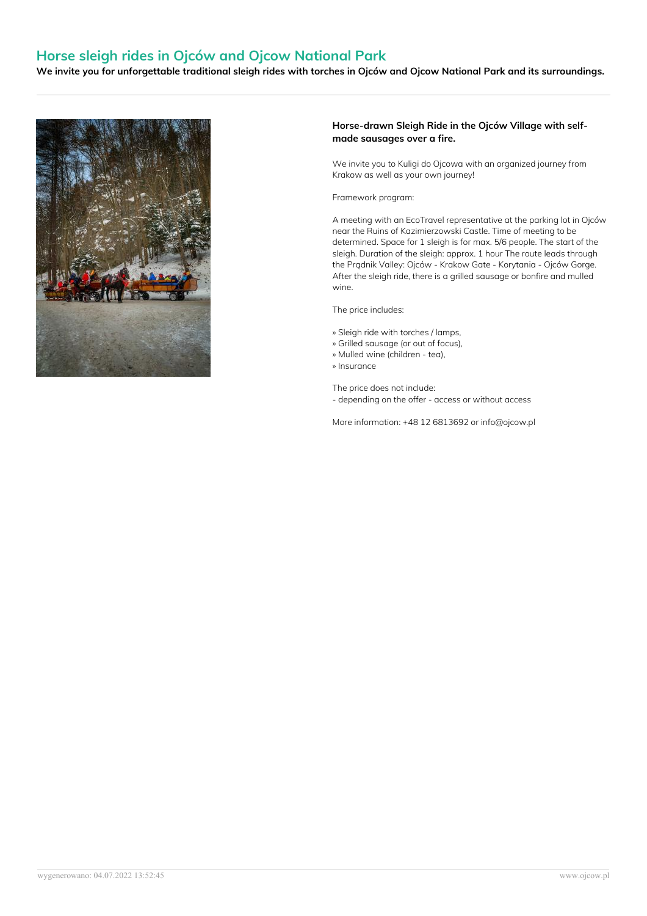# Horse sleigh rides in Ojców and Ojcow National Park

**We invite you for unforgettable traditional sleigh rides with torches in Ojców and Ojcow National Park and its surroundings.**

---

### Horse-drawn Sleigh Ride in the Ojców Village with self-made sausages over a fire.

We invite you to Kuligi do Ojcowa with an organized journey from Krakow as well as your own journey!

Framework program:

A meeting with an EcoTravel representative at the parking lot in Ojców near the Ruins of Kazimierzowski Castle. Time of meeting to be determined. Space for 1 sleigh is for max. 5/6 people. The start of the sleigh. Duration of the sleigh: approx. 1 hour The route leads through the Prądnik Valley: Ojców - Krakow Gate - Korytania - Ojców Gorge. After the sleigh ride, there is a grilled sausage or bonfire and mulled wine.

The price includes:

» Sleigh ride with torches / lamps,
» Grilled sausage (or out of focus),
» Mulled wine (children - tea),
» Insurance

The price does not include:
- depending on the offer - access or without access

More information: +48 12 6813692 or info@ojcow.pl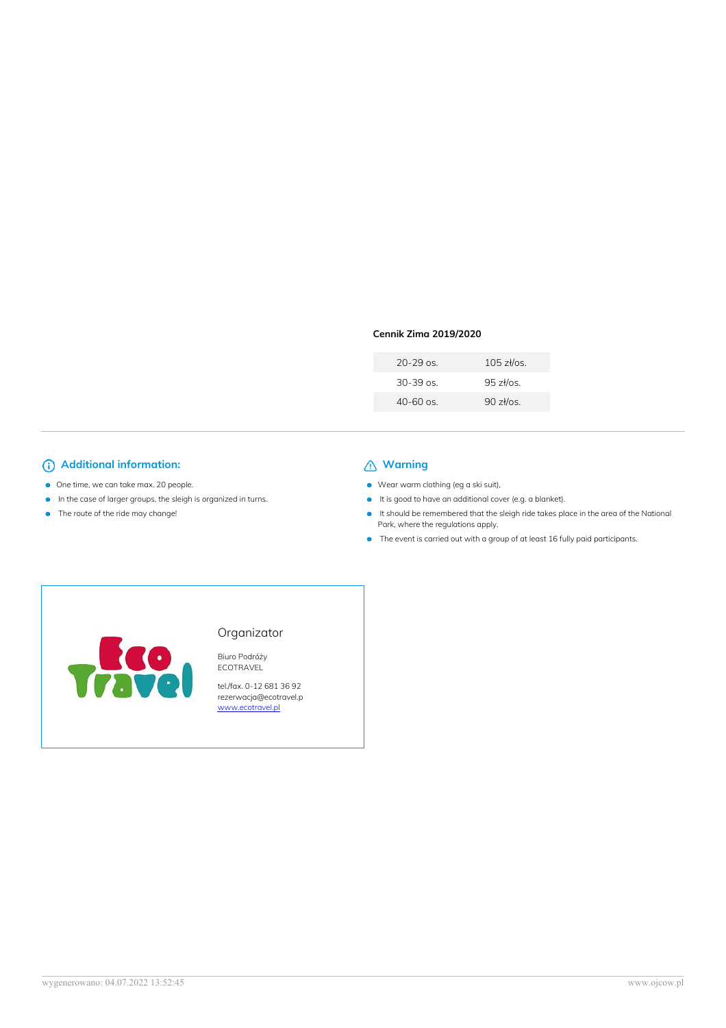**Cennik Zima 2019/2020**

| | |
|---|---|
| 20-29 os. | 105 zł/os. |
| 30-39 os. | 95 zł/os. |
| 40-60 os. | 90 zł/os. |

## Additional information:

- One time, we can take max. 20 people.
- In the case of larger groups, the sleigh is organized in turns.
- The route of the ride may change!

## Warning

- Wear warm clothing (eg a ski suit),
- It is good to have an additional cover (e.g. a blanket).
- It should be remembered that the sleigh ride takes place in the area of the National Park, where the regulations apply.
- The event is carried out with a group of at least 16 fully paid participants.

Eco Travel

### Organizator

Biuro Podróży
ECOTRAVEL

tel./fax. 0-12 681 36 92
rezerwacja@ecotravel.p
[www.ecotravel.pl](www.ecotravel.pl)

wygenerowano: 04.07.2022 13:52:45